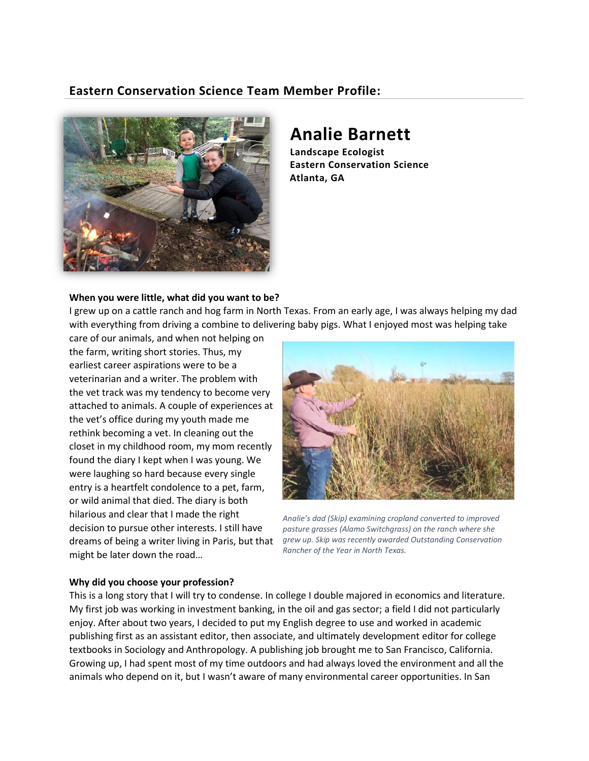## Eastern Conservation Science Team Member Profile:

# Analie Barnett

**Landscape Ecologist**
**Eastern Conservation Science**
**Atlanta, GA**

**When you were little, what did you want to be?**

I grew up on a cattle ranch and hog farm in North Texas. From an early age, I was always helping my dad with everything from driving a combine to delivering baby pigs. What I enjoyed most was helping take care of our animals, and when not helping on the farm, writing short stories. Thus, my earliest career aspirations were to be a veterinarian and a writer. The problem with the vet track was my tendency to become very attached to animals. A couple of experiences at the vet's office during my youth made me rethink becoming a vet. In cleaning out the closet in my childhood room, my mom recently found the diary I kept when I was young. We were laughing so hard because every single entry is a heartfelt condolence to a pet, farm, or wild animal that died. The diary is both hilarious and clear that I made the right decision to pursue other interests. I still have dreams of being a writer living in Paris, but that might be later down the road…

*Analie's dad (Skip) examining cropland converted to improved pasture grasses (Alamo Switchgrass) on the ranch where she grew up. Skip was recently awarded Outstanding Conservation Rancher of the Year in North Texas.*

**Why did you choose your profession?**

This is a long story that I will try to condense. In college I double majored in economics and literature. My first job was working in investment banking, in the oil and gas sector; a field I did not particularly enjoy. After about two years, I decided to put my English degree to use and worked in academic publishing first as an assistant editor, then associate, and ultimately development editor for college textbooks in Sociology and Anthropology. A publishing job brought me to San Francisco, California. Growing up, I had spent most of my time outdoors and had always loved the environment and all the animals who depend on it, but I wasn't aware of many environmental career opportunities. In San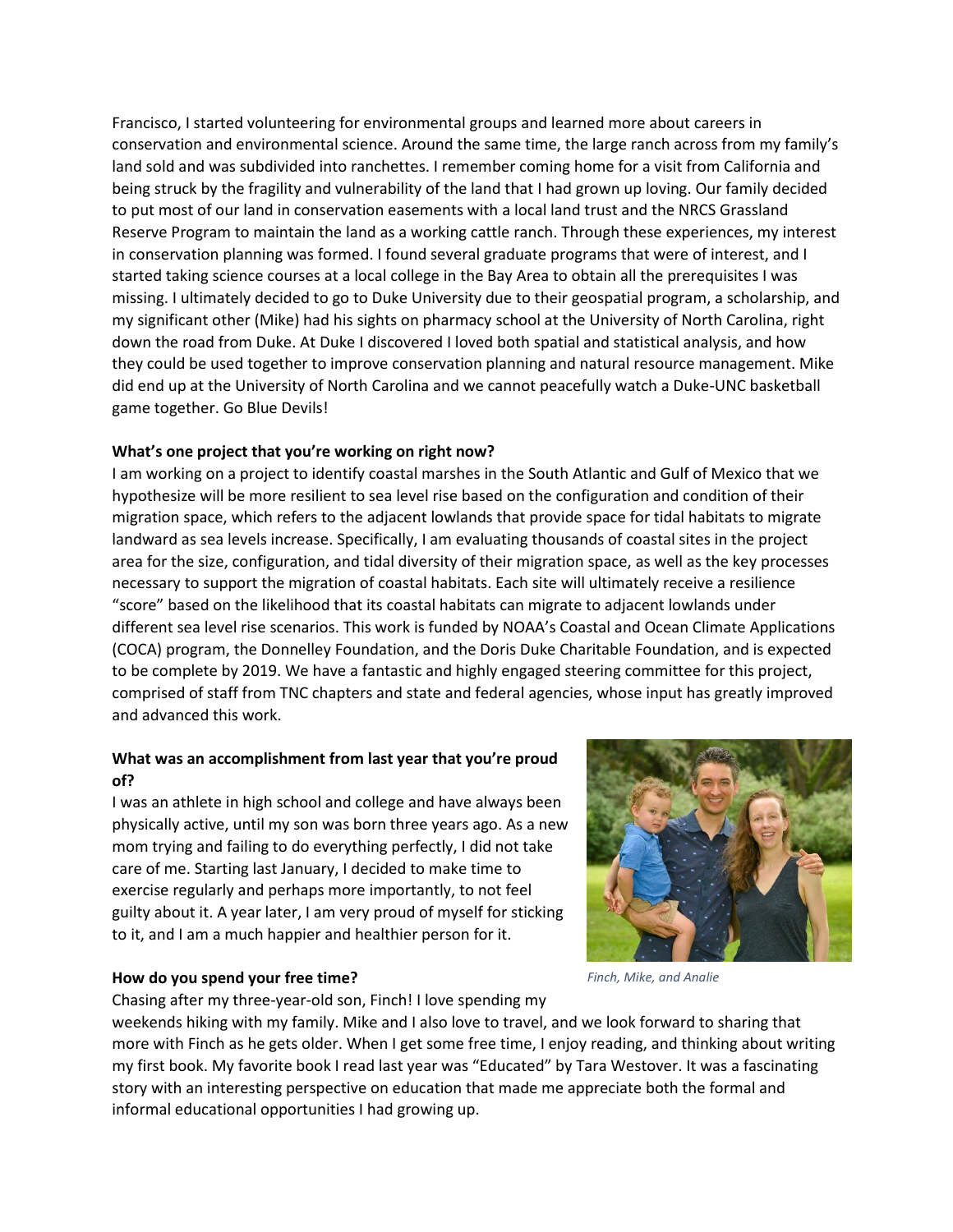Francisco, I started volunteering for environmental groups and learned more about careers in conservation and environmental science. Around the same time, the large ranch across from my family's land sold and was subdivided into ranchettes. I remember coming home for a visit from California and being struck by the fragility and vulnerability of the land that I had grown up loving. Our family decided to put most of our land in conservation easements with a local land trust and the NRCS Grassland Reserve Program to maintain the land as a working cattle ranch. Through these experiences, my interest in conservation planning was formed. I found several graduate programs that were of interest, and I started taking science courses at a local college in the Bay Area to obtain all the prerequisites I was missing. I ultimately decided to go to Duke University due to their geospatial program, a scholarship, and my significant other (Mike) had his sights on pharmacy school at the University of North Carolina, right down the road from Duke. At Duke I discovered I loved both spatial and statistical analysis, and how they could be used together to improve conservation planning and natural resource management. Mike did end up at the University of North Carolina and we cannot peacefully watch a Duke-UNC basketball game together. Go Blue Devils!

**What's one project that you're working on right now?**

I am working on a project to identify coastal marshes in the South Atlantic and Gulf of Mexico that we hypothesize will be more resilient to sea level rise based on the configuration and condition of their migration space, which refers to the adjacent lowlands that provide space for tidal habitats to migrate landward as sea levels increase. Specifically, I am evaluating thousands of coastal sites in the project area for the size, configuration, and tidal diversity of their migration space, as well as the key processes necessary to support the migration of coastal habitats. Each site will ultimately receive a resilience "score" based on the likelihood that its coastal habitats can migrate to adjacent lowlands under different sea level rise scenarios. This work is funded by NOAA's Coastal and Ocean Climate Applications (COCA) program, the Donnelley Foundation, and the Doris Duke Charitable Foundation, and is expected to be complete by 2019. We have a fantastic and highly engaged steering committee for this project, comprised of staff from TNC chapters and state and federal agencies, whose input has greatly improved and advanced this work.

**What was an accomplishment from last year that you're proud of?**

I was an athlete in high school and college and have always been physically active, until my son was born three years ago. As a new mom trying and failing to do everything perfectly, I did not take care of me. Starting last January, I decided to make time to exercise regularly and perhaps more importantly, to not feel guilty about it. A year later, I am very proud of myself for sticking to it, and I am a much happier and healthier person for it.

*Finch, Mike, and Analie*

**How do you spend your free time?**

Chasing after my three-year-old son, Finch! I love spending my weekends hiking with my family. Mike and I also love to travel, and we look forward to sharing that more with Finch as he gets older. When I get some free time, I enjoy reading, and thinking about writing my first book. My favorite book I read last year was "Educated" by Tara Westover. It was a fascinating story with an interesting perspective on education that made me appreciate both the formal and informal educational opportunities I had growing up.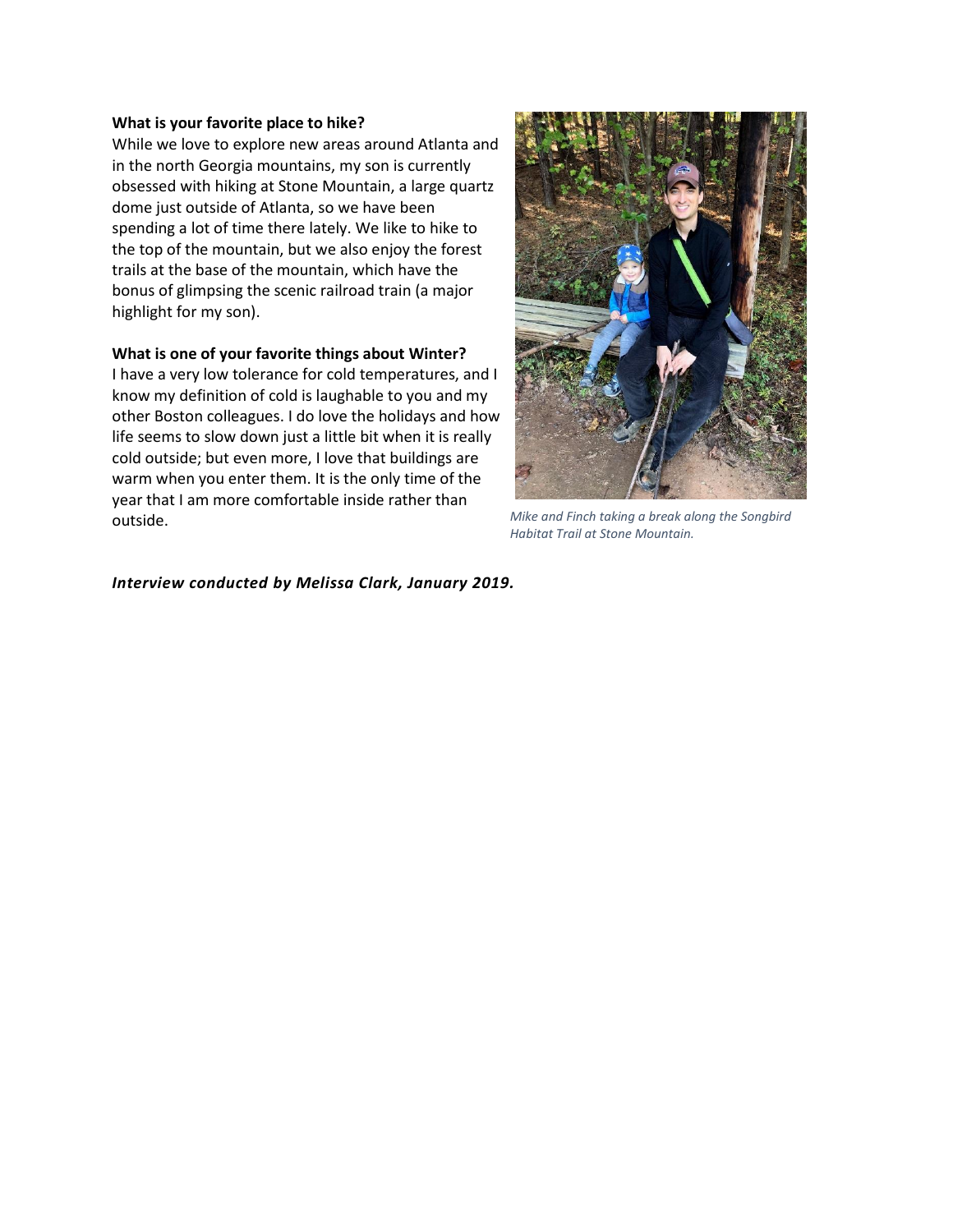**What is your favorite place to hike?**

While we love to explore new areas around Atlanta and in the north Georgia mountains, my son is currently obsessed with hiking at Stone Mountain, a large quartz dome just outside of Atlanta, so we have been spending a lot of time there lately. We like to hike to the top of the mountain, but we also enjoy the forest trails at the base of the mountain, which have the bonus of glimpsing the scenic railroad train (a major highlight for my son).

**What is one of your favorite things about Winter?**

I have a very low tolerance for cold temperatures, and I know my definition of cold is laughable to you and my other Boston colleagues. I do love the holidays and how life seems to slow down just a little bit when it is really cold outside; but even more, I love that buildings are warm when you enter them. It is the only time of the year that I am more comfortable inside rather than outside.

*Mike and Finch taking a break along the Songbird Habitat Trail at Stone Mountain.*

***Interview conducted by Melissa Clark, January 2019.***